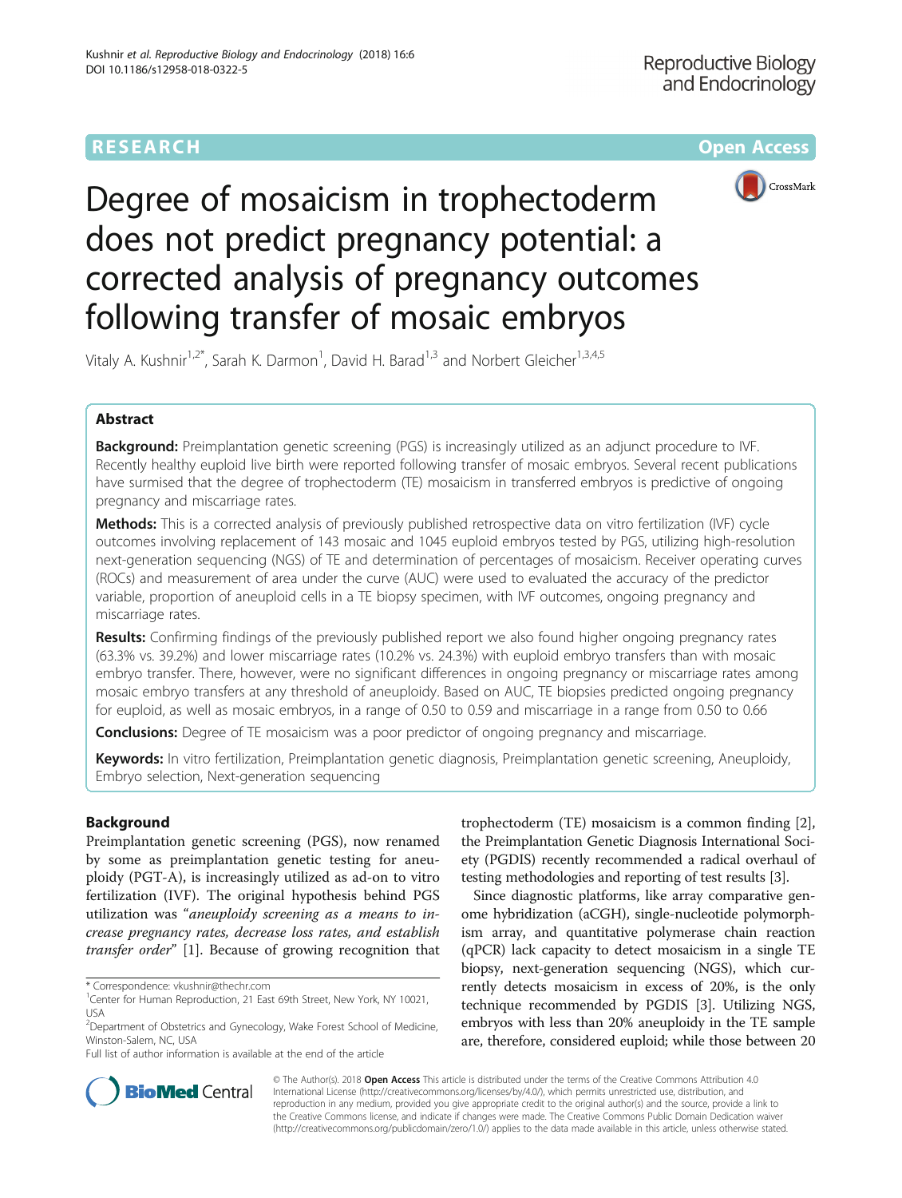RESEARCH Open Access

# Degree of mosaicism in trophectoderm does not predict pregnancy potential: a corrected analysis of pregnancy outcomes following transfer of mosaic embryos

Vitaly A. Kushnir[1,2*], Sarah K. Darmon[1], David H. Barad[1,3] and Norbert Gleicher[1,3,4,5]

## Abstract

**Background:** Preimplantation genetic screening (PGS) is increasingly utilized as an adjunct procedure to IVF. Recently healthy euploid live birth were reported following transfer of mosaic embryos. Several recent publications have surmised that the degree of trophectoderm (TE) mosaicism in transferred embryos is predictive of ongoing pregnancy and miscarriage rates.

**Methods:** This is a corrected analysis of previously published retrospective data on vitro fertilization (IVF) cycle outcomes involving replacement of 143 mosaic and 1045 euploid embryos tested by PGS, utilizing high-resolution next-generation sequencing (NGS) of TE and determination of percentages of mosaicism. Receiver operating curves (ROCs) and measurement of area under the curve (AUC) were used to evaluated the accuracy of the predictor variable, proportion of aneuploid cells in a TE biopsy specimen, with IVF outcomes, ongoing pregnancy and miscarriage rates.

**Results:** Confirming findings of the previously published report we also found higher ongoing pregnancy rates (63.3% vs. 39.2%) and lower miscarriage rates (10.2% vs. 24.3%) with euploid embryo transfers than with mosaic embryo transfer. There, however, were no significant differences in ongoing pregnancy or miscarriage rates among mosaic embryo transfers at any threshold of aneuploidy. Based on AUC, TE biopsies predicted ongoing pregnancy for euploid, as well as mosaic embryos, in a range of 0.50 to 0.59 and miscarriage in a range from 0.50 to 0.66

**Conclusions:** Degree of TE mosaicism was a poor predictor of ongoing pregnancy and miscarriage.

**Keywords:** In vitro fertilization, Preimplantation genetic diagnosis, Preimplantation genetic screening, Aneuploidy, Embryo selection, Next-generation sequencing

## Background

Preimplantation genetic screening (PGS), now renamed by some as preimplantation genetic testing for aneuploidy (PGT-A), is increasingly utilized as ad-on to vitro fertilization (IVF). The original hypothesis behind PGS utilization was "*aneuploidy screening as a means to increase pregnancy rates, decrease loss rates, and establish transfer order*" [1]. Because of growing recognition that trophectoderm (TE) mosaicism is a common finding [2], the Preimplantation Genetic Diagnosis International Society (PGDIS) recently recommended a radical overhaul of testing methodologies and reporting of test results [3].

Since diagnostic platforms, like array comparative genome hybridization (aCGH), single-nucleotide polymorphism array, and quantitative polymerase chain reaction (qPCR) lack capacity to detect mosaicism in a single TE biopsy, next-generation sequencing (NGS), which currently detects mosaicism in excess of 20%, is the only technique recommended by PGDIS [3]. Utilizing NGS, embryos with less than 20% aneuploidy in the TE sample are, therefore, considered euploid; while those between 20

\* Correspondence: vkushnir@thechr.com
[1]Center for Human Reproduction, 21 East 69th Street, New York, NY 10021, USA
[2]Department of Obstetrics and Gynecology, Wake Forest School of Medicine, Winston-Salem, NC, USA
Full list of author information is available at the end of the article

© The Author(s). 2018 **Open Access** This article is distributed under the terms of the Creative Commons Attribution 4.0 International License (http://creativecommons.org/licenses/by/4.0/), which permits unrestricted use, distribution, and reproduction in any medium, provided you give appropriate credit to the original author(s) and the source, provide a link to the Creative Commons license, and indicate if changes were made. The Creative Commons Public Domain Dedication waiver (http://creativecommons.org/publicdomain/zero/1.0/) applies to the data made available in this article, unless otherwise stated.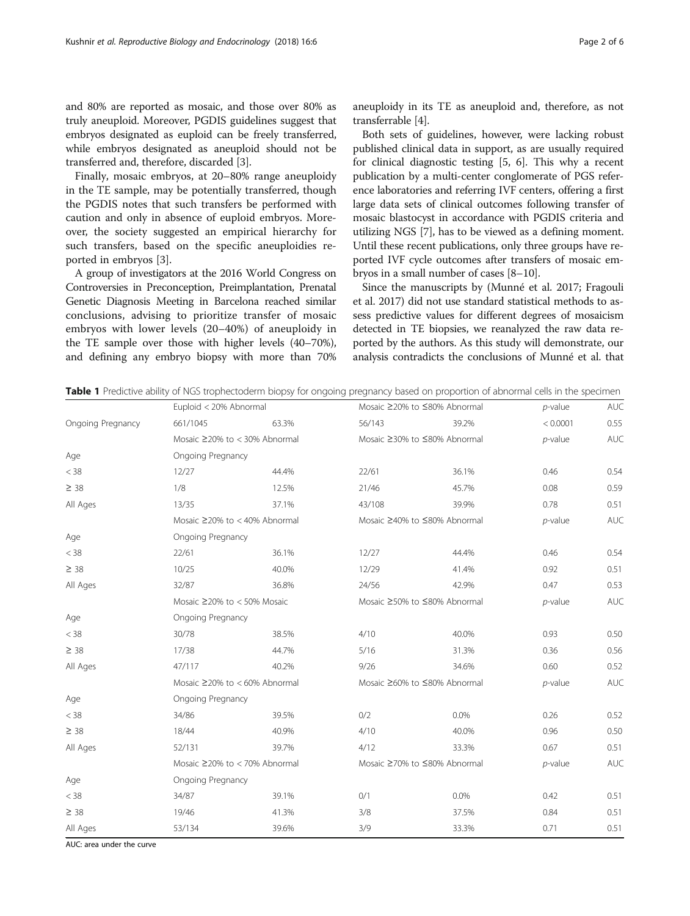and 80% are reported as mosaic, and those over 80% as truly aneuploid. Moreover, PGDIS guidelines suggest that embryos designated as euploid can be freely transferred, while embryos designated as aneuploid should not be transferred and, therefore, discarded [3].

Finally, mosaic embryos, at 20–80% range aneuploidy in the TE sample, may be potentially transferred, though the PGDIS notes that such transfers be performed with caution and only in absence of euploid embryos. Moreover, the society suggested an empirical hierarchy for such transfers, based on the specific aneuploidies reported in embryos [3].

A group of investigators at the 2016 World Congress on Controversies in Preconception, Preimplantation, Prenatal Genetic Diagnosis Meeting in Barcelona reached similar conclusions, advising to prioritize transfer of mosaic embryos with lower levels (20–40%) of aneuploidy in the TE sample over those with higher levels (40–70%), and defining any embryo biopsy with more than 70% aneuploidy in its TE as aneuploid and, therefore, as not transferrable [4].

Both sets of guidelines, however, were lacking robust published clinical data in support, as are usually required for clinical diagnostic testing [5, 6]. This why a recent publication by a multi-center conglomerate of PGS reference laboratories and referring IVF centers, offering a first large data sets of clinical outcomes following transfer of mosaic blastocyst in accordance with PGDIS criteria and utilizing NGS [7], has to be viewed as a defining moment. Until these recent publications, only three groups have reported IVF cycle outcomes after transfers of mosaic embryos in a small number of cases [8–10].

Since the manuscripts by (Munné et al. 2017; Fragouli et al. 2017) did not use standard statistical methods to assess predictive values for different degrees of mosaicism detected in TE biopsies, we reanalyzed the raw data reported by the authors. As this study will demonstrate, our analysis contradicts the conclusions of Munné et al. that

**Table 1** Predictive ability of NGS trophectoderm biopsy for ongoing pregnancy based on proportion of abnormal cells in the specimen

| | Euploid < 20% Abnormal | | Mosaic ≥20% to ≤80% Abnormal | | *p*-value | AUC |
|---|---|---|---|---|---|---|
| Ongoing Pregnancy | 661/1045 | 63.3% | 56/143 | 39.2% | < 0.0001 | 0.55 |
| | Mosaic ≥20% to < 30% Abnormal | | Mosaic ≥30% to ≤80% Abnormal | | *p*-value | AUC |
| Age | Ongoing Pregnancy | | | | | |
| < 38 | 12/27 | 44.4% | 22/61 | 36.1% | 0.46 | 0.54 |
| ≥ 38 | 1/8 | 12.5% | 21/46 | 45.7% | 0.08 | 0.59 |
| All Ages | 13/35 | 37.1% | 43/108 | 39.9% | 0.78 | 0.51 |
| | Mosaic ≥20% to < 40% Abnormal | | Mosaic ≥40% to ≤80% Abnormal | | *p*-value | AUC |
| Age | Ongoing Pregnancy | | | | | |
| < 38 | 22/61 | 36.1% | 12/27 | 44.4% | 0.46 | 0.54 |
| ≥ 38 | 10/25 | 40.0% | 12/29 | 41.4% | 0.92 | 0.51 |
| All Ages | 32/87 | 36.8% | 24/56 | 42.9% | 0.47 | 0.53 |
| | Mosaic ≥20% to < 50% Mosaic | | Mosaic ≥50% to ≤80% Abnormal | | *p*-value | AUC |
| Age | Ongoing Pregnancy | | | | | |
| < 38 | 30/78 | 38.5% | 4/10 | 40.0% | 0.93 | 0.50 |
| ≥ 38 | 17/38 | 44.7% | 5/16 | 31.3% | 0.36 | 0.56 |
| All Ages | 47/117 | 40.2% | 9/26 | 34.6% | 0.60 | 0.52 |
| | Mosaic ≥20% to < 60% Abnormal | | Mosaic ≥60% to ≤80% Abnormal | | *p*-value | AUC |
| Age | Ongoing Pregnancy | | | | | |
| < 38 | 34/86 | 39.5% | 0/2 | 0.0% | 0.26 | 0.52 |
| ≥ 38 | 18/44 | 40.9% | 4/10 | 40.0% | 0.96 | 0.50 |
| All Ages | 52/131 | 39.7% | 4/12 | 33.3% | 0.67 | 0.51 |
| | Mosaic ≥20% to < 70% Abnormal | | Mosaic ≥70% to ≤80% Abnormal | | *p*-value | AUC |
| Age | Ongoing Pregnancy | | | | | |
| < 38 | 34/87 | 39.1% | 0/1 | 0.0% | 0.42 | 0.51 |
| ≥ 38 | 19/46 | 41.3% | 3/8 | 37.5% | 0.84 | 0.51 |
| All Ages | 53/134 | 39.6% | 3/9 | 33.3% | 0.71 | 0.51 |

AUC: area under the curve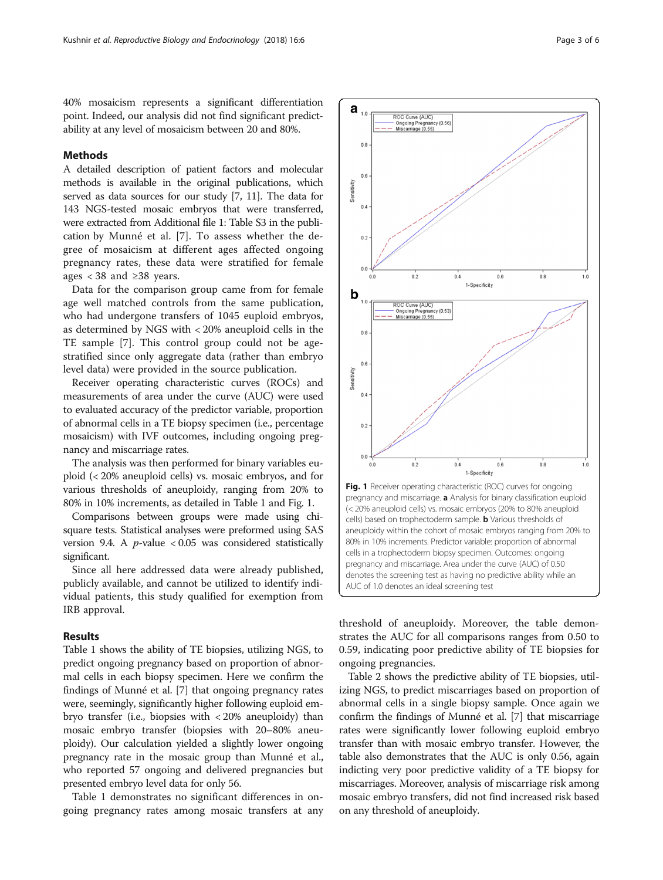40% mosaicism represents a significant differentiation point. Indeed, our analysis did not find significant predictability at any level of mosaicism between 20 and 80%.

## Methods

A detailed description of patient factors and molecular methods is available in the original publications, which served as data sources for our study [7, 11]. The data for 143 NGS-tested mosaic embryos that were transferred, were extracted from Additional file 1: Table S3 in the publication by Munné et al. [7]. To assess whether the degree of mosaicism at different ages affected ongoing pregnancy rates, these data were stratified for female ages < 38 and ≥38 years.

Data for the comparison group came from for female age well matched controls from the same publication, who had undergone transfers of 1045 euploid embryos, as determined by NGS with < 20% aneuploid cells in the TE sample [7]. This control group could not be age-stratified since only aggregate data (rather than embryo level data) were provided in the source publication.

Receiver operating characteristic curves (ROCs) and measurements of area under the curve (AUC) were used to evaluated accuracy of the predictor variable, proportion of abnormal cells in a TE biopsy specimen (i.e., percentage mosaicism) with IVF outcomes, including ongoing pregnancy and miscarriage rates.

The analysis was then performed for binary variables euploid (< 20% aneuploid cells) vs. mosaic embryos, and for various thresholds of aneuploidy, ranging from 20% to 80% in 10% increments, as detailed in Table 1 and Fig. 1.

Comparisons between groups were made using chi-square tests. Statistical analyses were preformed using SAS version 9.4. A *p*-value $< 0.05$ was considered statistically significant.

Since all here addressed data were already published, publicly available, and cannot be utilized to identify individual patients, this study qualified for exemption from IRB approval.

## Results

Table 1 shows the ability of TE biopsies, utilizing NGS, to predict ongoing pregnancy based on proportion of abnormal cells in each biopsy specimen. Here we confirm the findings of Munné et al. [7] that ongoing pregnancy rates were, seemingly, significantly higher following euploid embryo transfer (i.e., biopsies with < 20% aneuploidy) than mosaic embryo transfer (biopsies with 20–80% aneuploidy). Our calculation yielded a slightly lower ongoing pregnancy rate in the mosaic group than Munné et al., who reported 57 ongoing and delivered pregnancies but presented embryo level data for only 56.

Table 1 demonstrates no significant differences in ongoing pregnancy rates among mosaic transfers at any threshold of aneuploidy. Moreover, the table demonstrates the AUC for all comparisons ranges from 0.50 to 0.59, indicating poor predictive ability of TE biopsies for ongoing pregnancies.

Table 2 shows the predictive ability of TE biopsies, utilizing NGS, to predict miscarriages based on proportion of abnormal cells in a single biopsy sample. Once again we confirm the findings of Munné et al. [7] that miscarriage rates were significantly lower following euploid embryo transfer than with mosaic embryo transfer. However, the table also demonstrates that the AUC is only 0.56, again indicting very poor predictive validity of a TE biopsy for miscarriages. Moreover, analysis of miscarriage risk among mosaic embryo transfers, did not find increased risk based on any threshold of aneuploidy.

**Fig. 1** Receiver operating characteristic (ROC) curves for ongoing pregnancy and miscarriage. **a** Analysis for binary classification euploid (< 20% aneuploid cells) vs. mosaic embryos (20% to 80% aneuploid cells) based on trophectoderm sample. **b** Various thresholds of aneuploidy within the cohort of mosaic embryos ranging from 20% to 80% in 10% increments. Predictor variable: proportion of abnormal cells in a trophectoderm biopsy specimen. Outcomes: ongoing pregnancy and miscarriage. Area under the curve (AUC) of 0.50 denotes the screening test as having no predictive ability while an AUC of 1.0 denotes an ideal screening test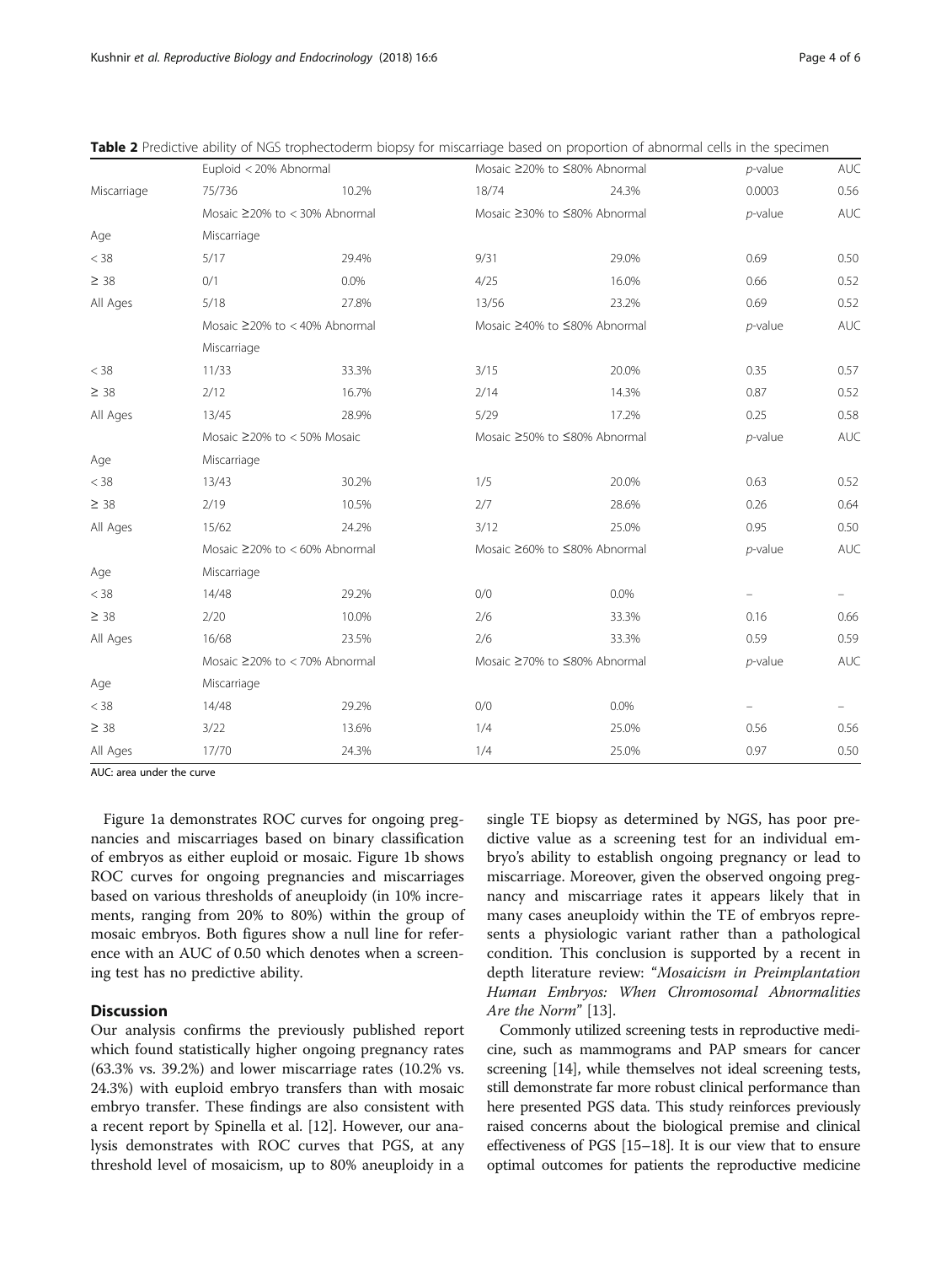**Table 2** Predictive ability of NGS trophectoderm biopsy for miscarriage based on proportion of abnormal cells in the specimen

| | Euploid < 20% Abnormal | | Mosaic ≥20% to ≤80% Abnormal | | *p*-value | AUC |
|---|---|---|---|---|---|---|
| Miscarriage | 75/736 | 10.2% | 18/74 | 24.3% | 0.0003 | 0.56 |
| | Mosaic ≥20% to < 30% Abnormal | | Mosaic ≥30% to ≤80% Abnormal | | *p*-value | AUC |
| Age | Miscarriage | | | | | |
| < 38 | 5/17 | 29.4% | 9/31 | 29.0% | 0.69 | 0.50 |
| ≥ 38 | 0/1 | 0.0% | 4/25 | 16.0% | 0.66 | 0.52 |
| All Ages | 5/18 | 27.8% | 13/56 | 23.2% | 0.69 | 0.52 |
| | Mosaic ≥20% to < 40% Abnormal | | Mosaic ≥40% to ≤80% Abnormal | | *p*-value | AUC |
| | Miscarriage | | | | | |
| < 38 | 11/33 | 33.3% | 3/15 | 20.0% | 0.35 | 0.57 |
| ≥ 38 | 2/12 | 16.7% | 2/14 | 14.3% | 0.87 | 0.52 |
| All Ages | 13/45 | 28.9% | 5/29 | 17.2% | 0.25 | 0.58 |
| | Mosaic ≥20% to < 50% Mosaic | | Mosaic ≥50% to ≤80% Abnormal | | *p*-value | AUC |
| Age | Miscarriage | | | | | |
| < 38 | 13/43 | 30.2% | 1/5 | 20.0% | 0.63 | 0.52 |
| ≥ 38 | 2/19 | 10.5% | 2/7 | 28.6% | 0.26 | 0.64 |
| All Ages | 15/62 | 24.2% | 3/12 | 25.0% | 0.95 | 0.50 |
| | Mosaic ≥20% to < 60% Abnormal | | Mosaic ≥60% to ≤80% Abnormal | | *p*-value | AUC |
| Age | Miscarriage | | | | | |
| < 38 | 14/48 | 29.2% | 0/0 | 0.0% | – | – |
| ≥ 38 | 2/20 | 10.0% | 2/6 | 33.3% | 0.16 | 0.66 |
| All Ages | 16/68 | 23.5% | 2/6 | 33.3% | 0.59 | 0.59 |
| | Mosaic ≥20% to < 70% Abnormal | | Mosaic ≥70% to ≤80% Abnormal | | *p*-value | AUC |
| Age | Miscarriage | | | | | |
| < 38 | 14/48 | 29.2% | 0/0 | 0.0% | – | – |
| ≥ 38 | 3/22 | 13.6% | 1/4 | 25.0% | 0.56 | 0.56 |
| All Ages | 17/70 | 24.3% | 1/4 | 25.0% | 0.97 | 0.50 |

AUC: area under the curve

Figure 1a demonstrates ROC curves for ongoing pregnancies and miscarriages based on binary classification of embryos as either euploid or mosaic. Figure 1b shows ROC curves for ongoing pregnancies and miscarriages based on various thresholds of aneuploidy (in 10% increments, ranging from 20% to 80%) within the group of mosaic embryos. Both figures show a null line for reference with an AUC of 0.50 which denotes when a screening test has no predictive ability.

## Discussion

Our analysis confirms the previously published report which found statistically higher ongoing pregnancy rates (63.3% vs. 39.2%) and lower miscarriage rates (10.2% vs. 24.3%) with euploid embryo transfers than with mosaic embryo transfer. These findings are also consistent with a recent report by Spinella et al. [12]. However, our analysis demonstrates with ROC curves that PGS, at any threshold level of mosaicism, up to 80% aneuploidy in a single TE biopsy as determined by NGS, has poor predictive value as a screening test for an individual embryo's ability to establish ongoing pregnancy or lead to miscarriage. Moreover, given the observed ongoing pregnancy and miscarriage rates it appears likely that in many cases aneuploidy within the TE of embryos represents a physiologic variant rather than a pathological condition. This conclusion is supported by a recent in depth literature review: "*Mosaicism in Preimplantation Human Embryos: When Chromosomal Abnormalities Are the Norm*" [13].

Commonly utilized screening tests in reproductive medicine, such as mammograms and PAP smears for cancer screening [14], while themselves not ideal screening tests, still demonstrate far more robust clinical performance than here presented PGS data. This study reinforces previously raised concerns about the biological premise and clinical effectiveness of PGS [15–18]. It is our view that to ensure optimal outcomes for patients the reproductive medicine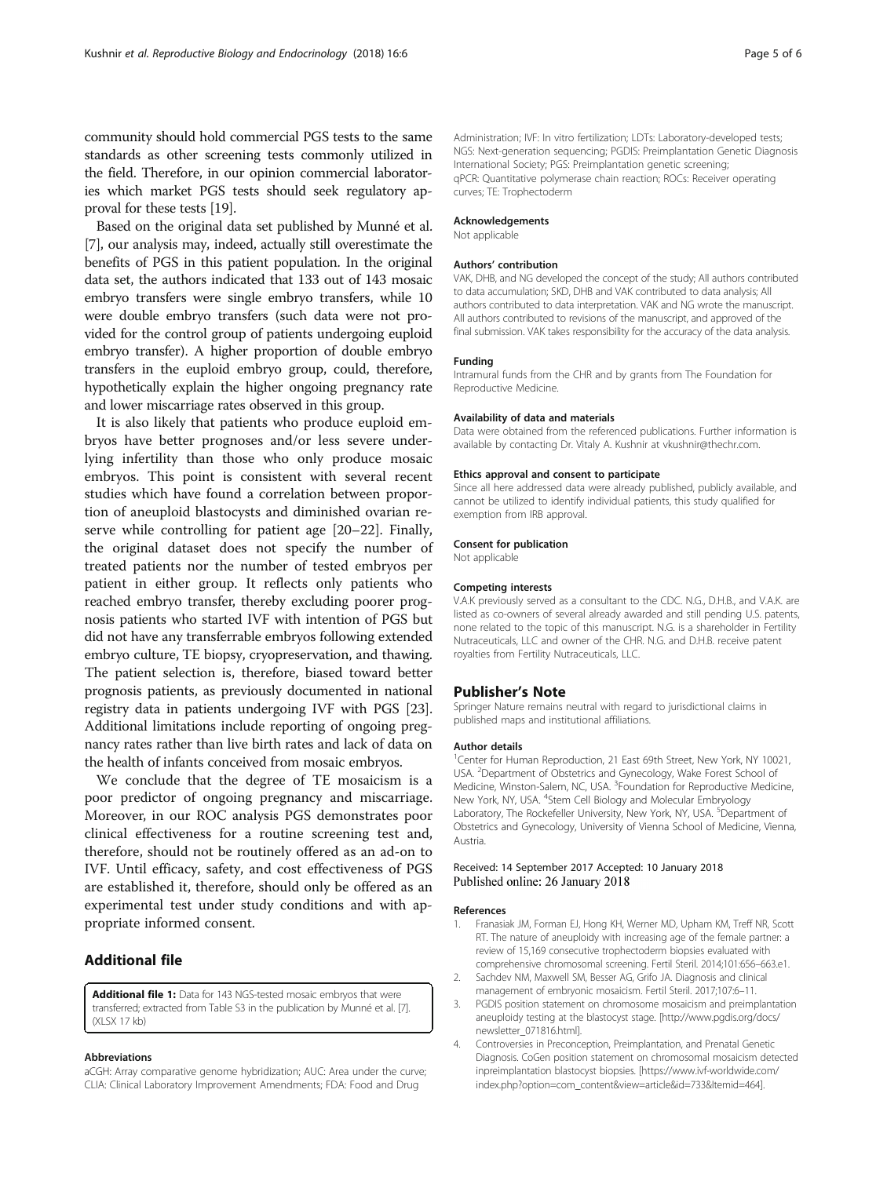community should hold commercial PGS tests to the same standards as other screening tests commonly utilized in the field. Therefore, in our opinion commercial laboratories which market PGS tests should seek regulatory approval for these tests [19].

Based on the original data set published by Munné et al. [7], our analysis may, indeed, actually still overestimate the benefits of PGS in this patient population. In the original data set, the authors indicated that 133 out of 143 mosaic embryo transfers were single embryo transfers, while 10 were double embryo transfers (such data were not provided for the control group of patients undergoing euploid embryo transfer). A higher proportion of double embryo transfers in the euploid embryo group, could, therefore, hypothetically explain the higher ongoing pregnancy rate and lower miscarriage rates observed in this group.

It is also likely that patients who produce euploid embryos have better prognoses and/or less severe underlying infertility than those who only produce mosaic embryos. This point is consistent with several recent studies which have found a correlation between proportion of aneuploid blastocysts and diminished ovarian reserve while controlling for patient age [20–22]. Finally, the original dataset does not specify the number of treated patients nor the number of tested embryos per patient in either group. It reflects only patients who reached embryo transfer, thereby excluding poorer prognosis patients who started IVF with intention of PGS but did not have any transferrable embryos following extended embryo culture, TE biopsy, cryopreservation, and thawing. The patient selection is, therefore, biased toward better prognosis patients, as previously documented in national registry data in patients undergoing IVF with PGS [23]. Additional limitations include reporting of ongoing pregnancy rates rather than live birth rates and lack of data on the health of infants conceived from mosaic embryos.

We conclude that the degree of TE mosaicism is a poor predictor of ongoing pregnancy and miscarriage. Moreover, in our ROC analysis PGS demonstrates poor clinical effectiveness for a routine screening test and, therefore, should not be routinely offered as an ad-on to IVF. Until efficacy, safety, and cost effectiveness of PGS are established it, therefore, should only be offered as an experimental test under study conditions and with appropriate informed consent.

## Additional file

**Additional file 1:** Data for 143 NGS-tested mosaic embryos that were transferred; extracted from Table S3 in the publication by Munné et al. [7]. (XLSX 17 kb)

#### Abbreviations

aCGH: Array comparative genome hybridization; AUC: Area under the curve; CLIA: Clinical Laboratory Improvement Amendments; FDA: Food and Drug Administration; IVF: In vitro fertilization; LDTs: Laboratory-developed tests; NGS: Next-generation sequencing; PGDIS: Preimplantation Genetic Diagnosis International Society; PGS: Preimplantation genetic screening; qPCR: Quantitative polymerase chain reaction; ROCs: Receiver operating curves; TE: Trophectoderm

#### Acknowledgements

Not applicable

#### Authors' contribution

VAK, DHB, and NG developed the concept of the study; All authors contributed to data accumulation; SKD, DHB and VAK contributed to data analysis; All authors contributed to data interpretation. VAK and NG wrote the manuscript. All authors contributed to revisions of the manuscript, and approved of the final submission. VAK takes responsibility for the accuracy of the data analysis.

#### Funding

Intramural funds from the CHR and by grants from The Foundation for Reproductive Medicine.

#### Availability of data and materials

Data were obtained from the referenced publications. Further information is available by contacting Dr. Vitaly A. Kushnir at vkushnir@thechr.com.

#### Ethics approval and consent to participate

Since all here addressed data were already published, publicly available, and cannot be utilized to identify individual patients, this study qualified for exemption from IRB approval.

#### Consent for publication

Not applicable

#### Competing interests

V.A.K previously served as a consultant to the CDC. N.G., D.H.B., and V.A.K. are listed as co-owners of several already awarded and still pending U.S. patents, none related to the topic of this manuscript. N.G. is a shareholder in Fertility Nutraceuticals, LLC and owner of the CHR. N.G. and D.H.B. receive patent royalties from Fertility Nutraceuticals, LLC.

## Publisher's Note

Springer Nature remains neutral with regard to jurisdictional claims in published maps and institutional affiliations.

#### Author details

[1]Center for Human Reproduction, 21 East 69th Street, New York, NY 10021, USA. [2]Department of Obstetrics and Gynecology, Wake Forest School of Medicine, Winston-Salem, NC, USA. [3]Foundation for Reproductive Medicine, New York, NY, USA. [4]Stem Cell Biology and Molecular Embryology Laboratory, The Rockefeller University, New York, NY, USA. [5]Department of Obstetrics and Gynecology, University of Vienna School of Medicine, Vienna, Austria.

Received: 14 September 2017 Accepted: 10 January 2018
Published online: 26 January 2018

#### References

1. Franasiak JM, Forman EJ, Hong KH, Werner MD, Upham KM, Treff NR, Scott RT. The nature of aneuploidy with increasing age of the female partner: a review of 15,169 consecutive trophectoderm biopsies evaluated with comprehensive chromosomal screening. Fertil Steril. 2014;101:656–663.e1.
2. Sachdev NM, Maxwell SM, Besser AG, Grifo JA. Diagnosis and clinical management of embryonic mosaicism. Fertil Steril. 2017;107:6–11.
3. PGDIS position statement on chromosome mosaicism and preimplantation aneuploidy testing at the blastocyst stage. [http://www.pgdis.org/docs/newsletter_071816.html].
4. Controversies in Preconception, Preimplantation, and Prenatal Genetic Diagnosis. CoGen position statement on chromosomal mosaicism detected inpreimplantation blastocyst biopsies. [https://www.ivf-worldwide.com/index.php?option=com_content&view=article&id=733&Itemid=464].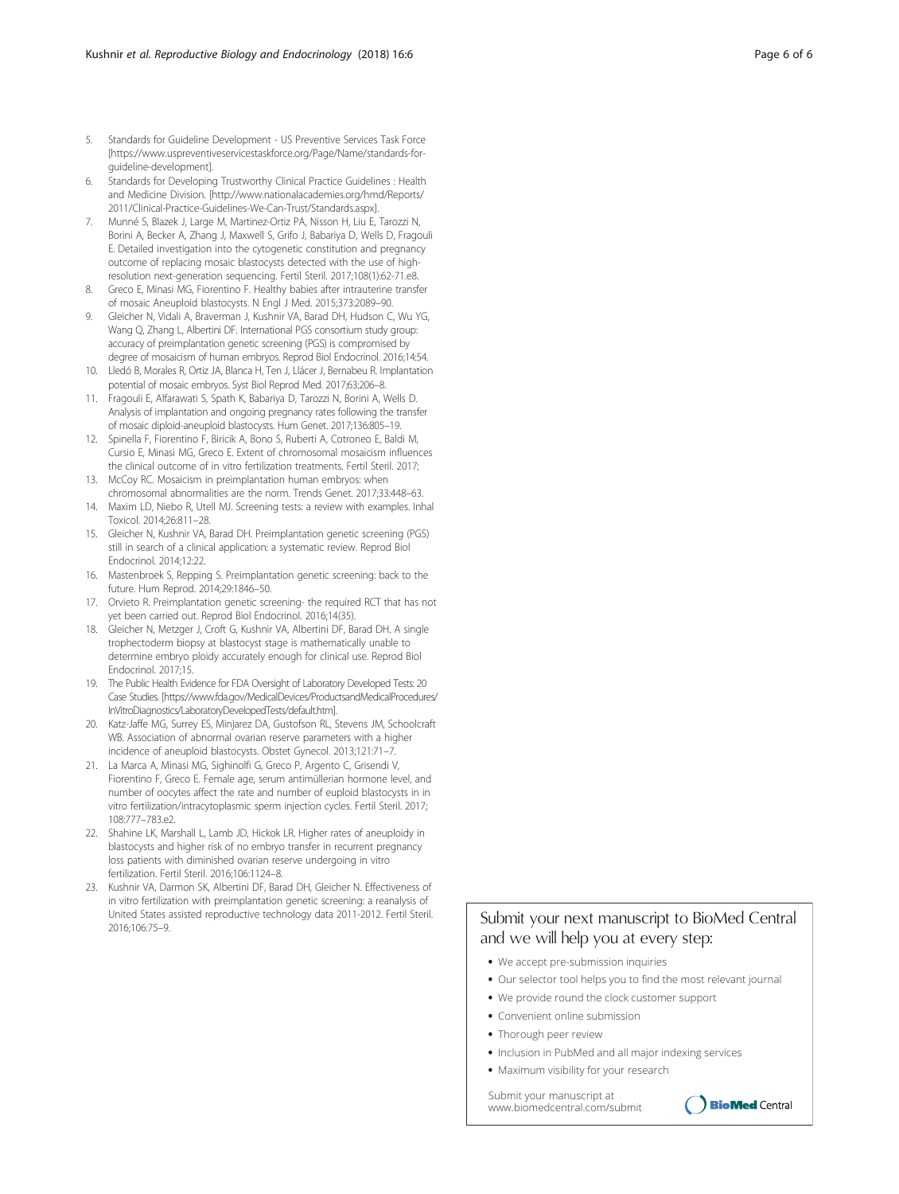5. Standards for Guideline Development - US Preventive Services Task Force [https://www.uspreventiveservicestaskforce.org/Page/Name/standards-for-guideline-development].
6. Standards for Developing Trustworthy Clinical Practice Guidelines : Health and Medicine Division. [http://www.nationalacademies.org/hmd/Reports/2011/Clinical-Practice-Guidelines-We-Can-Trust/Standards.aspx].
7. Munné S, Blazek J, Large M, Martinez-Ortiz PA, Nisson H, Liu E, Tarozzi N, Borini A, Becker A, Zhang J, Maxwell S, Grifo J, Babariya D, Wells D, Fragouli E. Detailed investigation into the cytogenetic constitution and pregnancy outcome of replacing mosaic blastocysts detected with the use of high-resolution next-generation sequencing. Fertil Steril. 2017;108(1):62-71.e8.
8. Greco E, Minasi MG, Fiorentino F. Healthy babies after intrauterine transfer of mosaic Aneuploid blastocysts. N Engl J Med. 2015;373:2089–90.
9. Gleicher N, Vidali A, Braverman J, Kushnir VA, Barad DH, Hudson C, Wu YG, Wang Q, Zhang L, Albertini DF. International PGS consortium study group: accuracy of preimplantation genetic screening (PGS) is compromised by degree of mosaicism of human embryos. Reprod Biol Endocrinol. 2016;14:54.
10. Lledó B, Morales R, Ortiz JA, Blanca H, Ten J, Llácer J, Bernabeu R. Implantation potential of mosaic embryos. Syst Biol Reprod Med. 2017;63:206–8.
11. Fragouli E, Alfarawati S, Spath K, Babariya D, Tarozzi N, Borini A, Wells D. Analysis of implantation and ongoing pregnancy rates following the transfer of mosaic diploid-aneuploid blastocysts. Hum Genet. 2017;136:805–19.
12. Spinella F, Fiorentino F, Biricik A, Bono S, Ruberti A, Cotroneo E, Baldi M, Cursio E, Minasi MG, Greco E. Extent of chromosomal mosaicism influences the clinical outcome of in vitro fertilization treatments. Fertil Steril. 2017;
13. McCoy RC. Mosaicism in preimplantation human embryos: when chromosomal abnormalities are the norm. Trends Genet. 2017;33:448–63.
14. Maxim LD, Niebo R, Utell MJ. Screening tests: a review with examples. Inhal Toxicol. 2014;26:811–28.
15. Gleicher N, Kushnir VA, Barad DH. Preimplantation genetic screening (PGS) still in search of a clinical application: a systematic review. Reprod Biol Endocrinol. 2014;12:22.
16. Mastenbroek S, Repping S. Preimplantation genetic screening: back to the future. Hum Reprod. 2014;29:1846–50.
17. Orvieto R. Preimplantation genetic screening- the required RCT that has not yet been carried out. Reprod Biol Endocrinol. 2016;14(35).
18. Gleicher N, Metzger J, Croft G, Kushnir VA, Albertini DF, Barad DH. A single trophectoderm biopsy at blastocyst stage is mathematically unable to determine embryo ploidy accurately enough for clinical use. Reprod Biol Endocrinol. 2017;15.
19. The Public Health Evidence for FDA Oversight of Laboratory Developed Tests: 20 Case Studies. [https://www.fda.gov/MedicalDevices/ProductsandMedicalProcedures/InVitroDiagnostics/LaboratoryDevelopedTests/default.htm].
20. Katz-Jaffe MG, Surrey ES, Minjarez DA, Gustofson RL, Stevens JM, Schoolcraft WB. Association of abnormal ovarian reserve parameters with a higher incidence of aneuploid blastocysts. Obstet Gynecol. 2013;121:71–7.
21. La Marca A, Minasi MG, Sighinolfi G, Greco P, Argento C, Grisendi V, Fiorentino F, Greco E. Female age, serum antimüllerian hormone level, and number of oocytes affect the rate and number of euploid blastocysts in in vitro fertilization/intracytoplasmic sperm injection cycles. Fertil Steril. 2017; 108:777–783.e2.
22. Shahine LK, Marshall L, Lamb JD, Hickok LR. Higher rates of aneuploidy in blastocysts and higher risk of no embryo transfer in recurrent pregnancy loss patients with diminished ovarian reserve undergoing in vitro fertilization. Fertil Steril. 2016;106:1124–8.
23. Kushnir VA, Darmon SK, Albertini DF, Barad DH, Gleicher N. Effectiveness of in vitro fertilization with preimplantation genetic screening: a reanalysis of United States assisted reproductive technology data 2011-2012. Fertil Steril. 2016;106:75–9.

Submit your next manuscript to BioMed Central and we will help you at every step:

- We accept pre-submission inquiries
- Our selector tool helps you to find the most relevant journal
- We provide round the clock customer support
- Convenient online submission
- Thorough peer review
- Inclusion in PubMed and all major indexing services
- Maximum visibility for your research

Submit your manuscript at www.biomedcentral.com/submit

BioMed Central